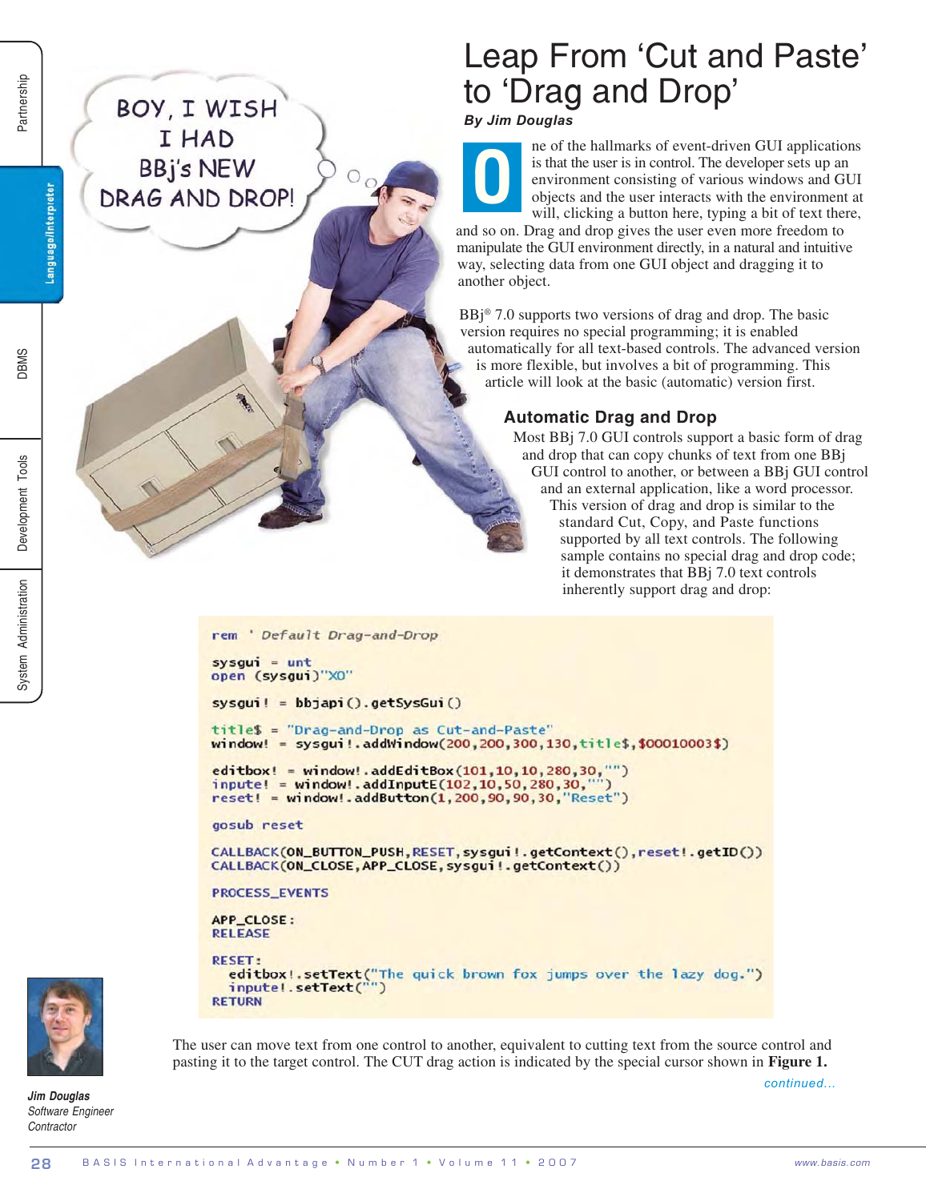# Leap From 'Cut and Paste' to 'Drag and Drop'

***By Jim Douglas***

One of the hallmarks of event-driven GUI applications is that the user is in control. The developer sets up an environment consisting of various windows and GUI objects and the user interacts with the environment at will, clicking a button here, typing a bit of text there, and so on. Drag and drop gives the user even more freedom to manipulate the GUI environment directly, in a natural and intuitive way, selecting data from one GUI object and dragging it to another object.

BBj® 7.0 supports two versions of drag and drop. The basic version requires no special programming; it is enabled automatically for all text-based controls. The advanced version is more flexible, but involves a bit of programming. This article will look at the basic (automatic) version first.

## Automatic Drag and Drop

Most BBj 7.0 GUI controls support a basic form of drag and drop that can copy chunks of text from one BBj GUI control to another, or between a BBj GUI control and an external application, like a word processor. This version of drag and drop is similar to the standard Cut, Copy, and Paste functions supported by all text controls. The following sample contains no special drag and drop code; it demonstrates that BBj 7.0 text controls inherently support drag and drop:

```
rem ' Default Drag-and-Drop

sysgui = unt
open (sysgui)"X0"

sysgui! = bbjapi().getSysGui()

title$ = "Drag-and-Drop as Cut-and-Paste"
window! = sysgui!.addWindow(200,200,300,130,title$,$00010003$)

editbox! = window!.addEditBox(101,10,10,280,30,"")
inputE! = window!.addInputE(102,10,50,280,30,"")
reset! = window!.addButton(1,200,90,90,30,"Reset")

gosub reset

CALLBACK(ON_BUTTON_PUSH,RESET,sysgui!.getContext(),reset!.getID())
CALLBACK(ON_CLOSE,APP_CLOSE,sysgui!.getContext())

PROCESS_EVENTS

APP_CLOSE:
RELEASE

RESET:
  editbox!.setText("The quick brown fox jumps over the lazy dog.")
  inputE!.setText("")
RETURN
```

The user can move text from one control to another, equivalent to cutting text from the source control and pasting it to the target control. The CUT drag action is indicated by the special cursor shown in **Figure 1.**

*continued...*

***Jim Douglas***
*Software Engineer Contractor*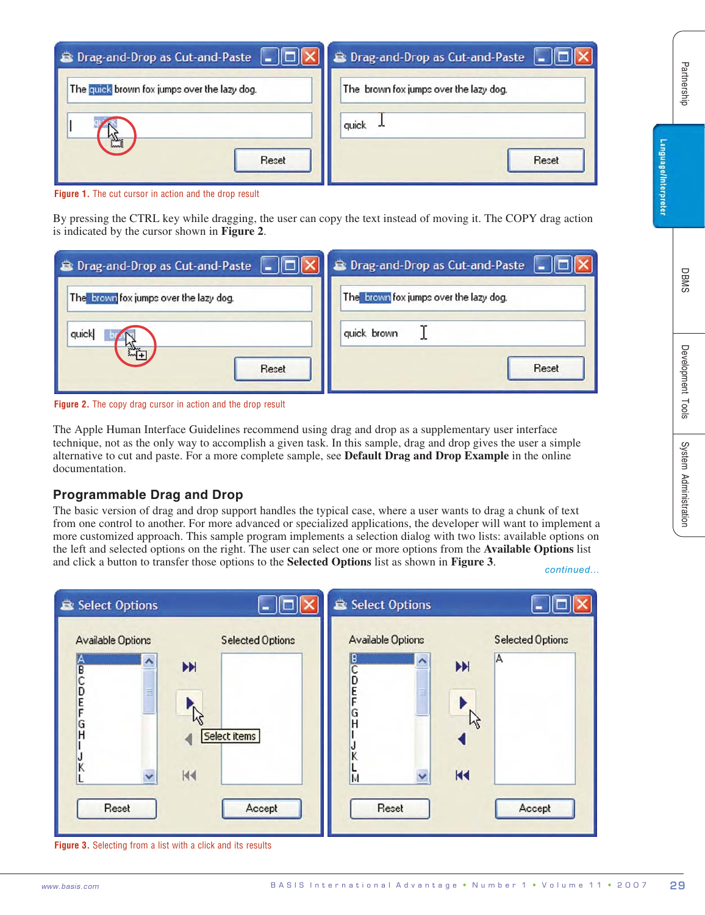Figure 1. The cut cursor in action and the drop result

By pressing the CTRL key while dragging, the user can copy the text instead of moving it. The COPY drag action is indicated by the cursor shown in **Figure 2**.

Figure 2. The copy drag cursor in action and the drop result

The Apple Human Interface Guidelines recommend using drag and drop as a supplementary user interface technique, not as the only way to accomplish a given task. In this sample, drag and drop gives the user a simple alternative to cut and paste. For a more complete sample, see **Default Drag and Drop Example** in the online documentation.

## Programmable Drag and Drop

The basic version of drag and drop support handles the typical case, where a user wants to drag a chunk of text from one control to another. For more advanced or specialized applications, the developer will want to implement a more customized approach. This sample program implements a selection dialog with two lists: available options on the left and selected options on the right. The user can select one or more options from the **Available Options** list and click a button to transfer those options to the **Selected Options** list as shown in **Figure 3**.

*continued...*

Figure 3. Selecting from a list with a click and its results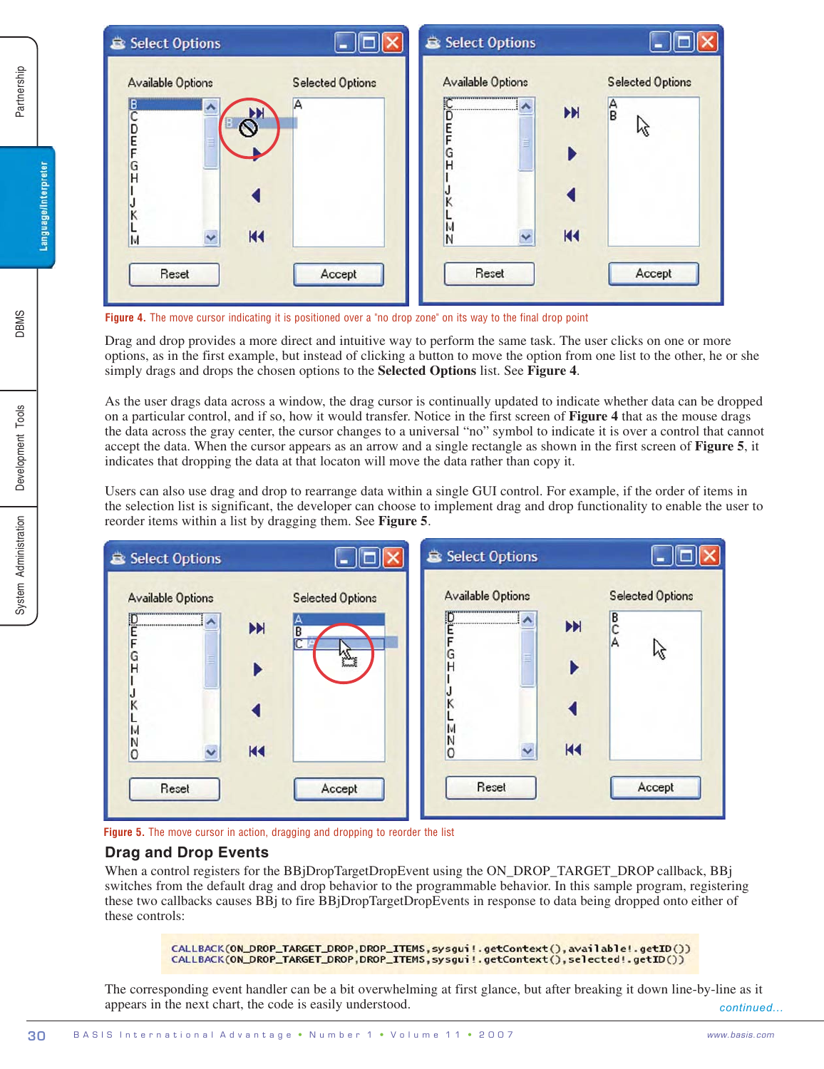Figure 4. The move cursor indicating it is positioned over a "no drop zone" on its way to the final drop point

Drag and drop provides a more direct and intuitive way to perform the same task. The user clicks on one or more options, as in the first example, but instead of clicking a button to move the option from one list to the other, he or she simply drags and drops the chosen options to the **Selected Options** list. See **Figure 4**.

As the user drags data across a window, the drag cursor is continually updated to indicate whether data can be dropped on a particular control, and if so, how it would transfer. Notice in the first screen of **Figure 4** that as the mouse drags the data across the gray center, the cursor changes to a universal "no" symbol to indicate it is over a control that cannot accept the data. When the cursor appears as an arrow and a single rectangle as shown in the first screen of **Figure 5**, it indicates that dropping the data at that locaton will move the data rather than copy it.

Users can also use drag and drop to rearrange data within a single GUI control. For example, if the order of items in the selection list is significant, the developer can choose to implement drag and drop functionality to enable the user to reorder items within a list by dragging them. See **Figure 5**.

Figure 5. The move cursor in action, dragging and dropping to reorder the list

## Drag and Drop Events

When a control registers for the BBjDropTargetDropEvent using the ON_DROP_TARGET_DROP callback, BBj switches from the default drag and drop behavior to the programmable behavior. In this sample program, registering these two callbacks causes BBj to fire BBjDropTargetDropEvents in response to data being dropped onto either of these controls:

```
CALLBACK(ON_DROP_TARGET_DROP,DROP_ITEMS,sysgui!.getContext(),available!.getID())
CALLBACK(ON_DROP_TARGET_DROP,DROP_ITEMS,sysgui!.getContext(),selected!.getID())
```

The corresponding event handler can be a bit overwhelming at first glance, but after breaking it down line-by-line as it appears in the next chart, the code is easily understood.

*continued...*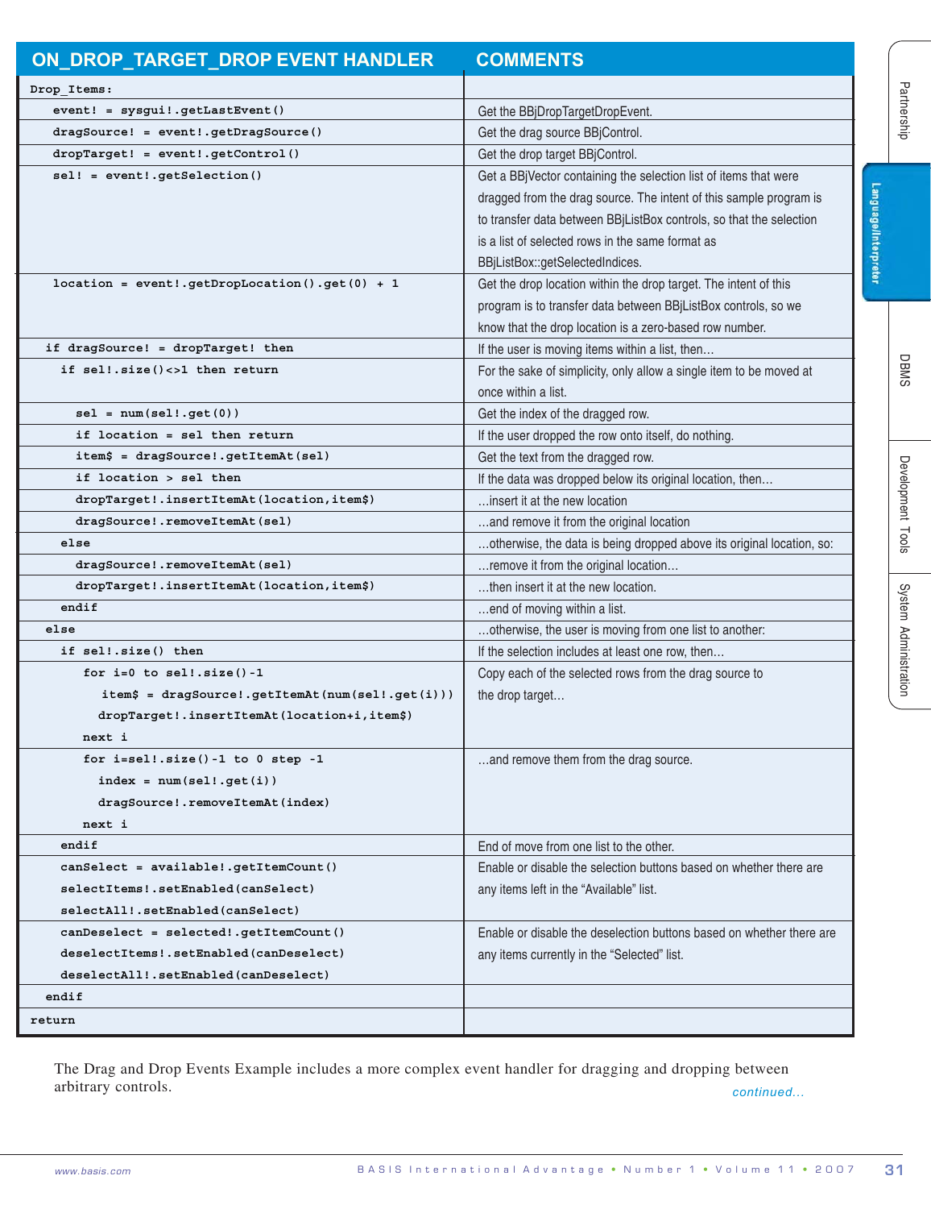| ON_DROP_TARGET_DROP EVENT HANDLER | COMMENTS |
|---|---|
| `Drop_Items:` | |
| `event! = sysgui!.getLastEvent()` | Get the BBjDropTargetDropEvent. |
| `dragSource! = event!.getDragSource()` | Get the drag source BBjControl. |
| `dropTarget! = event!.getControl()` | Get the drop target BBjControl. |
| `sel! = event!.getSelection()` | Get a BBjVector containing the selection list of items that were dragged from the drag source. The intent of this sample program is to transfer data between BBjListBox controls, so that the selection is a list of selected rows in the same format as BBjListBox::getSelectedIndices. |
| `location = event!.getDropLocation().get(0) + 1` | Get the drop location within the drop target. The intent of this program is to transfer data between BBjListBox controls, so we know that the drop location is a zero-based row number. |
| `if dragSource! = dropTarget! then` | If the user is moving items within a list, then… |
| `if sel!.size()<>1 then return` | For the sake of simplicity, only allow a single item to be moved at once within a list. |
| `sel = num(sel!.get(0))` | Get the index of the dragged row. |
| `if location = sel then return` | If the user dropped the row onto itself, do nothing. |
| `item$ = dragSource!.getItemAt(sel)` | Get the text from the dragged row. |
| `if location > sel then` | If the data was dropped below its original location, then… |
| `dropTarget!.insertItemAt(location,item$)` | …insert it at the new location |
| `dragSource!.removeItemAt(sel)` | …and remove it from the original location |
| `else` | …otherwise, the data is being dropped above its original location, so: |
| `dragSource!.removeItemAt(sel)` | …remove it from the original location… |
| `dropTarget!.insertItemAt(location,item$)` | …then insert it at the new location. |
| `endif` | …end of moving within a list. |
| `else` | …otherwise, the user is moving from one list to another: |
| `if sel!.size() then` | If the selection includes at least one row, then… |
| `for i=0 to sel!.size()-1`<br>`item$ = dragSource!.getItemAt(num(sel!.get(i)))`<br>`dropTarget!.insertItemAt(location+i,item$)`<br>`next i` | Copy each of the selected rows from the drag source to the drop target… |
| `for i=sel!.size()-1 to 0 step -1`<br>`index = num(sel!.get(i))`<br>`dragSource!.removeItemAt(index)`<br>`next i` | …and remove them from the drag source. |
| `endif` | End of move from one list to the other. |
| `canSelect = available!.getItemCount()`<br>`selectItems!.setEnabled(canSelect)`<br>`selectAll!.setEnabled(canSelect)` | Enable or disable the selection buttons based on whether there are any items left in the "Available" list. |
| `canDeselect = selected!.getItemCount()`<br>`deselectItems!.setEnabled(canDeselect)`<br>`deselectAll!.setEnabled(canDeselect)` | Enable or disable the deselection buttons based on whether there are any items currently in the "Selected" list. |
| `endif` | |
| `return` | |

The Drag and Drop Events Example includes a more complex event handler for dragging and dropping between arbitrary controls.

*continued...*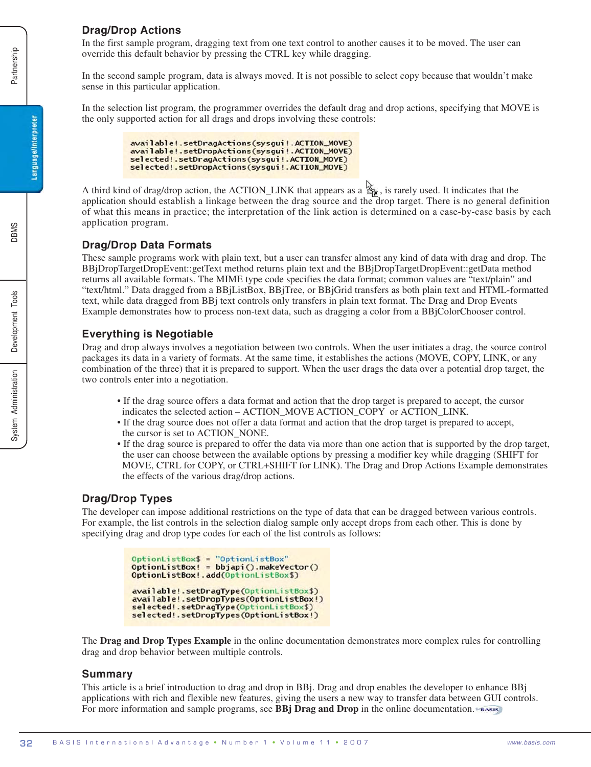## Drag/Drop Actions

In the first sample program, dragging text from one text control to another causes it to be moved. The user can override this default behavior by pressing the CTRL key while dragging.

In the second sample program, data is always moved. It is not possible to select copy because that wouldn't make sense in this particular application.

In the selection list program, the programmer overrides the default drag and drop actions, specifying that MOVE is the only supported action for all drags and drops involving these controls:

```
available!.setDragActions(sysgui!.ACTION_MOVE)
available!.setDropActions(sysgui!.ACTION_MOVE)
selected!.setDragActions(sysgui!.ACTION_MOVE)
selected!.setDropActions(sysgui!.ACTION_MOVE)
```

A third kind of drag/drop action, the ACTION_LINK that appears as a , is rarely used. It indicates that the application should establish a linkage between the drag source and the drop target. There is no general definition of what this means in practice; the interpretation of the link action is determined on a case-by-case basis by each application program.

## Drag/Drop Data Formats

These sample programs work with plain text, but a user can transfer almost any kind of data with drag and drop. The BBjDropTargetDropEvent::getText method returns plain text and the BBjDropTargetDropEvent::getData method returns all available formats. The MIME type code specifies the data format; common values are "text/plain" and "text/html." Data dragged from a BBjListBox, BBjTree, or BBjGrid transfers as both plain text and HTML-formatted text, while data dragged from BBj text controls only transfers in plain text format. The Drag and Drop Events Example demonstrates how to process non-text data, such as dragging a color from a BBjColorChooser control.

## Everything is Negotiable

Drag and drop always involves a negotiation between two controls. When the user initiates a drag, the source control packages its data in a variety of formats. At the same time, it establishes the actions (MOVE, COPY, LINK, or any combination of the three) that it is prepared to support. When the user drags the data over a potential drop target, the two controls enter into a negotiation.

- If the drag source offers a data format and action that the drop target is prepared to accept, the cursor indicates the selected action – ACTION_MOVE ACTION_COPY or ACTION_LINK.
- If the drag source does not offer a data format and action that the drop target is prepared to accept, the cursor is set to ACTION_NONE.
- If the drag source is prepared to offer the data via more than one action that is supported by the drop target, the user can choose between the available options by pressing a modifier key while dragging (SHIFT for MOVE, CTRL for COPY, or CTRL+SHIFT for LINK). The Drag and Drop Actions Example demonstrates the effects of the various drag/drop actions.

## Drag/Drop Types

The developer can impose additional restrictions on the type of data that can be dragged between various controls. For example, the list controls in the selection dialog sample only accept drops from each other. This is done by specifying drag and drop type codes for each of the list controls as follows:

```
OptionListBox$ = "OptionListBox"
OptionListBox! = bbjapi().makeVector()
OptionListBox!.add(OptionListBox$)

available!.setDragType(OptionListBox$)
available!.setDropTypes(OptionListBox!)
selected!.setDragType(OptionListBox$)
selected!.setDropTypes(OptionListBox!)
```

The **Drag and Drop Types Example** in the online documentation demonstrates more complex rules for controlling drag and drop behavior between multiple controls.

## Summary

This article is a brief introduction to drag and drop in BBj. Drag and drop enables the developer to enhance BBj applications with rich and flexible new features, giving the users a new way to transfer data between GUI controls. For more information and sample programs, see **BBj Drag and Drop** in the online documentation.